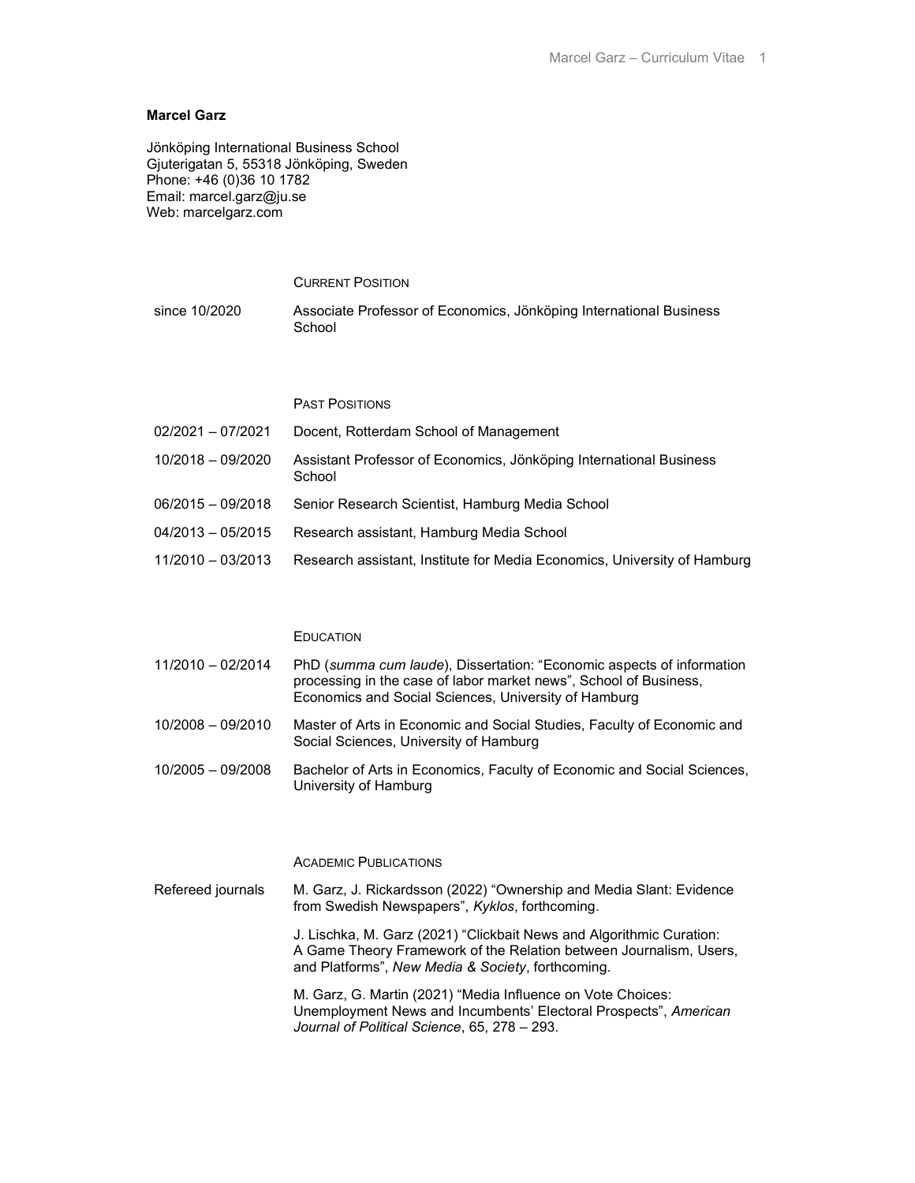**Marcel Garz**

Jönköping International Business School
Gjuterigatan 5, 55318 Jönköping, Sweden
Phone: +46 (0)36 10 1782
Email: marcel.garz@ju.se
Web: marcelgarz.com

## Current Position

| | |
|---|---|
| since 10/2020 | Associate Professor of Economics, Jönköping International Business School |

## Past Positions

| | |
|---|---|
| 02/2021 – 07/2021 | Docent, Rotterdam School of Management |
| 10/2018 – 09/2020 | Assistant Professor of Economics, Jönköping International Business School |
| 06/2015 – 09/2018 | Senior Research Scientist, Hamburg Media School |
| 04/2013 – 05/2015 | Research assistant, Hamburg Media School |
| 11/2010 – 03/2013 | Research assistant, Institute for Media Economics, University of Hamburg |

## Education

| | |
|---|---|
| 11/2010 – 02/2014 | PhD (*summa cum laude*), Dissertation: "Economic aspects of information processing in the case of labor market news", School of Business, Economics and Social Sciences, University of Hamburg |
| 10/2008 – 09/2010 | Master of Arts in Economic and Social Studies, Faculty of Economic and Social Sciences, University of Hamburg |
| 10/2005 – 09/2008 | Bachelor of Arts in Economics, Faculty of Economic and Social Sciences, University of Hamburg |

## Academic Publications

**Refereed journals**

M. Garz, J. Rickardsson (2022) "Ownership and Media Slant: Evidence from Swedish Newspapers", *Kyklos*, forthcoming.

J. Lischka, M. Garz (2021) "Clickbait News and Algorithmic Curation: A Game Theory Framework of the Relation between Journalism, Users, and Platforms", *New Media & Society*, forthcoming.

M. Garz, G. Martin (2021) "Media Influence on Vote Choices: Unemployment News and Incumbents' Electoral Prospects", *American Journal of Political Science*, 65, 278 – 293.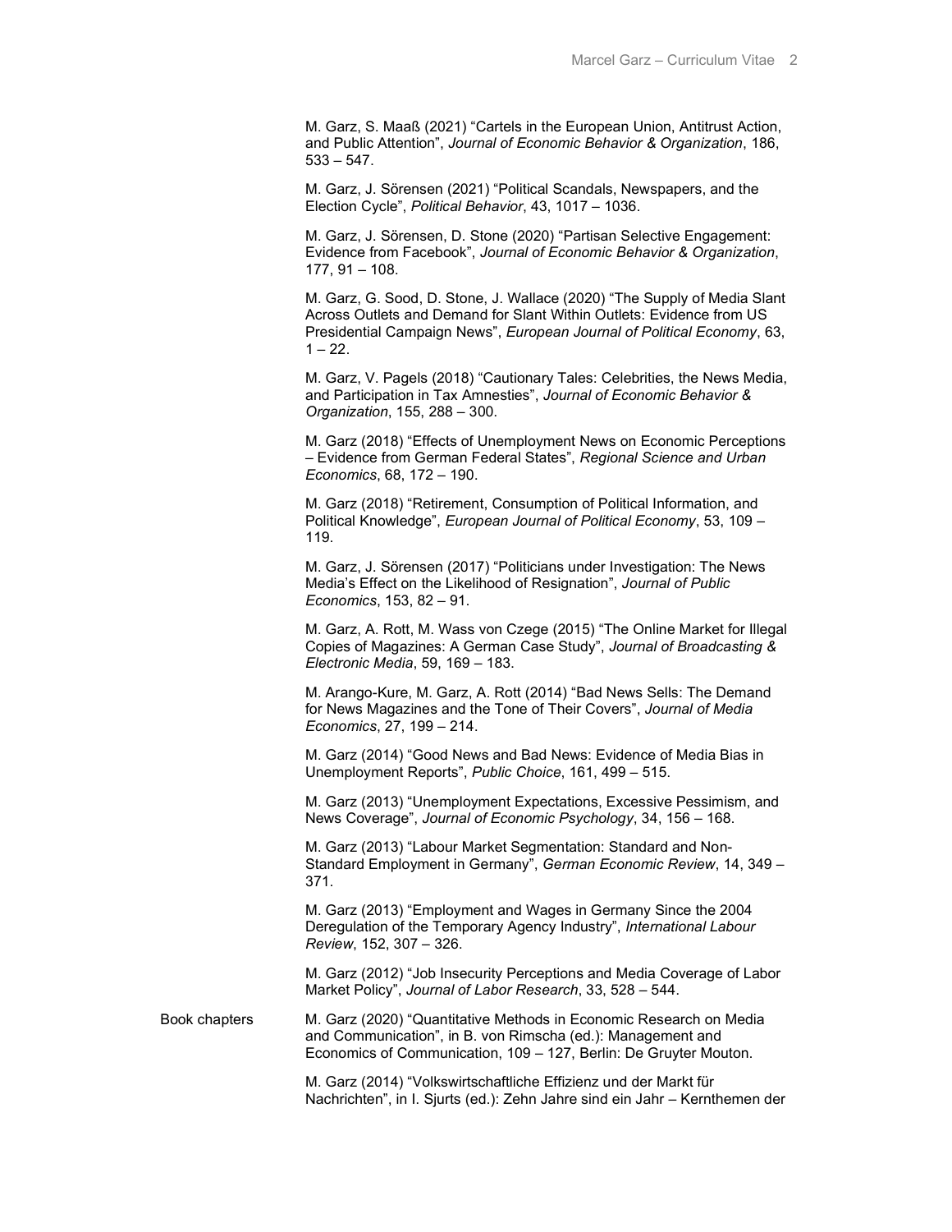M. Garz, S. Maaß (2021) "Cartels in the European Union, Antitrust Action, and Public Attention", *Journal of Economic Behavior & Organization*, 186, 533 – 547.

M. Garz, J. Sörensen (2021) "Political Scandals, Newspapers, and the Election Cycle", *Political Behavior*, 43, 1017 – 1036.

M. Garz, J. Sörensen, D. Stone (2020) "Partisan Selective Engagement: Evidence from Facebook", *Journal of Economic Behavior & Organization*, 177, 91 – 108.

M. Garz, G. Sood, D. Stone, J. Wallace (2020) "The Supply of Media Slant Across Outlets and Demand for Slant Within Outlets: Evidence from US Presidential Campaign News", *European Journal of Political Economy*, 63, 1 – 22.

M. Garz, V. Pagels (2018) "Cautionary Tales: Celebrities, the News Media, and Participation in Tax Amnesties", *Journal of Economic Behavior & Organization*, 155, 288 – 300.

M. Garz (2018) "Effects of Unemployment News on Economic Perceptions – Evidence from German Federal States", *Regional Science and Urban Economics*, 68, 172 – 190.

M. Garz (2018) "Retirement, Consumption of Political Information, and Political Knowledge", *European Journal of Political Economy*, 53, 109 – 119.

M. Garz, J. Sörensen (2017) "Politicians under Investigation: The News Media's Effect on the Likelihood of Resignation", *Journal of Public Economics*, 153, 82 – 91.

M. Garz, A. Rott, M. Wass von Czege (2015) "The Online Market for Illegal Copies of Magazines: A German Case Study", *Journal of Broadcasting & Electronic Media*, 59, 169 – 183.

M. Arango-Kure, M. Garz, A. Rott (2014) "Bad News Sells: The Demand for News Magazines and the Tone of Their Covers", *Journal of Media Economics*, 27, 199 – 214.

M. Garz (2014) "Good News and Bad News: Evidence of Media Bias in Unemployment Reports", *Public Choice*, 161, 499 – 515.

M. Garz (2013) "Unemployment Expectations, Excessive Pessimism, and News Coverage", *Journal of Economic Psychology*, 34, 156 – 168.

M. Garz (2013) "Labour Market Segmentation: Standard and Non-Standard Employment in Germany", *German Economic Review*, 14, 349 – 371.

M. Garz (2013) "Employment and Wages in Germany Since the 2004 Deregulation of the Temporary Agency Industry", *International Labour Review*, 152, 307 – 326.

M. Garz (2012) "Job Insecurity Perceptions and Media Coverage of Labor Market Policy", *Journal of Labor Research*, 33, 528 – 544.

Book chapters

M. Garz (2020) "Quantitative Methods in Economic Research on Media and Communication", in B. von Rimscha (ed.): Management and Economics of Communication, 109 – 127, Berlin: De Gruyter Mouton.

M. Garz (2014) "Volkswirtschaftliche Effizienz und der Markt für Nachrichten", in I. Sjurts (ed.): Zehn Jahre sind ein Jahr – Kernthemen der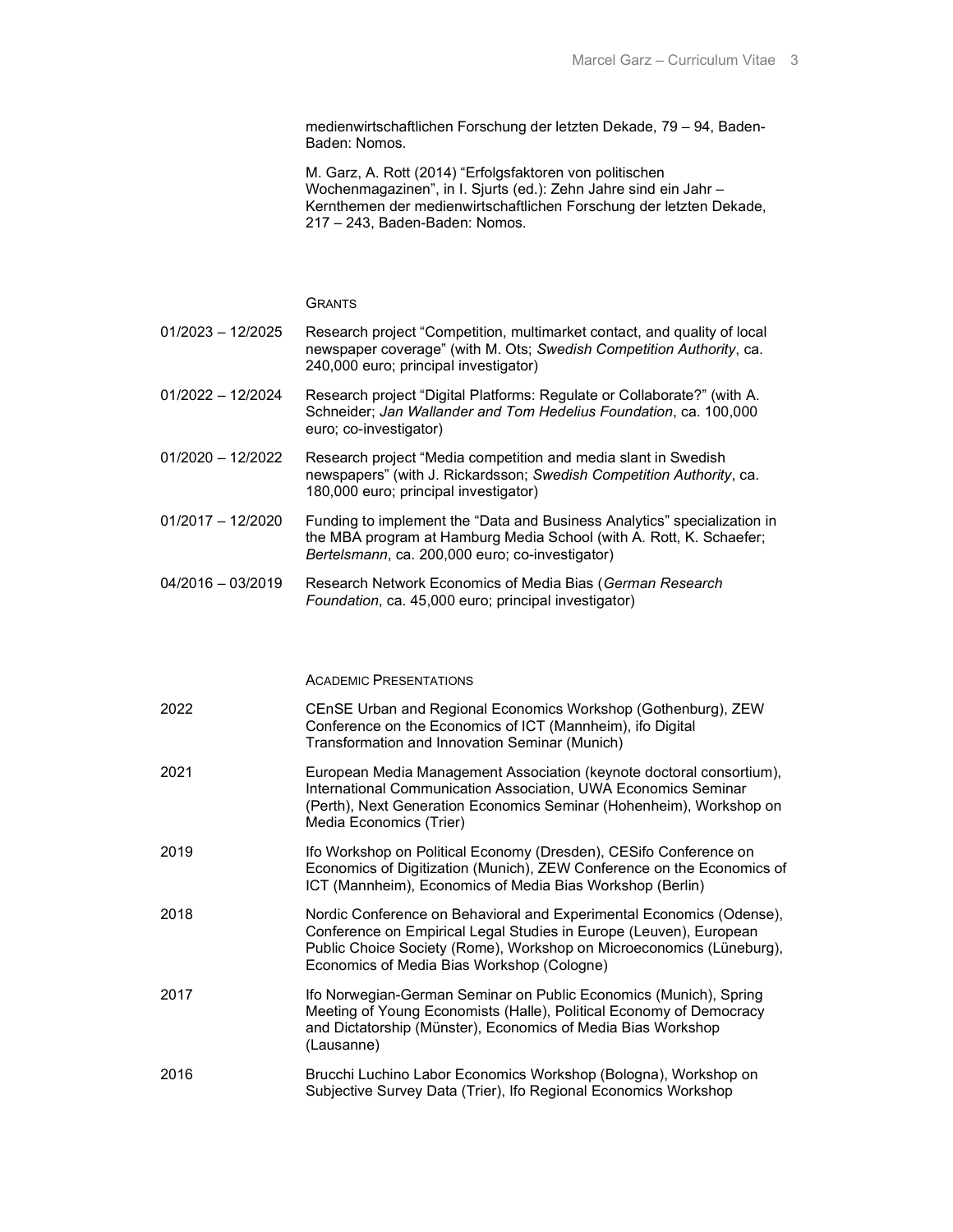medienwirtschaftlichen Forschung der letzten Dekade, 79 – 94, Baden-Baden: Nomos.

M. Garz, A. Rott (2014) "Erfolgsfaktoren von politischen Wochenmagazinen", in I. Sjurts (ed.): Zehn Jahre sind ein Jahr – Kernthemen der medienwirtschaftlichen Forschung der letzten Dekade, 217 – 243, Baden-Baden: Nomos.

## Grants

| | |
|---|---|
| 01/2023 – 12/2025 | Research project "Competition, multimarket contact, and quality of local newspaper coverage" (with M. Ots; *Swedish Competition Authority*, ca. 240,000 euro; principal investigator) |
| 01/2022 – 12/2024 | Research project "Digital Platforms: Regulate or Collaborate?" (with A. Schneider; *Jan Wallander and Tom Hedelius Foundation*, ca. 100,000 euro; co-investigator) |
| 01/2020 – 12/2022 | Research project "Media competition and media slant in Swedish newspapers" (with J. Rickardsson; *Swedish Competition Authority*, ca. 180,000 euro; principal investigator) |
| 01/2017 – 12/2020 | Funding to implement the "Data and Business Analytics" specialization in the MBA program at Hamburg Media School (with A. Rott, K. Schaefer; *Bertelsmann*, ca. 200,000 euro; co-investigator) |
| 04/2016 – 03/2019 | Research Network Economics of Media Bias (*German Research Foundation*, ca. 45,000 euro; principal investigator) |

## Academic Presentations

| | |
|---|---|
| 2022 | CEnSE Urban and Regional Economics Workshop (Gothenburg), ZEW Conference on the Economics of ICT (Mannheim), ifo Digital Transformation and Innovation Seminar (Munich) |
| 2021 | European Media Management Association (keynote doctoral consortium), International Communication Association, UWA Economics Seminar (Perth), Next Generation Economics Seminar (Hohenheim), Workshop on Media Economics (Trier) |
| 2019 | Ifo Workshop on Political Economy (Dresden), CESifo Conference on Economics of Digitization (Munich), ZEW Conference on the Economics of ICT (Mannheim), Economics of Media Bias Workshop (Berlin) |
| 2018 | Nordic Conference on Behavioral and Experimental Economics (Odense), Conference on Empirical Legal Studies in Europe (Leuven), European Public Choice Society (Rome), Workshop on Microeconomics (Lüneburg), Economics of Media Bias Workshop (Cologne) |
| 2017 | Ifo Norwegian-German Seminar on Public Economics (Munich), Spring Meeting of Young Economists (Halle), Political Economy of Democracy and Dictatorship (Münster), Economics of Media Bias Workshop (Lausanne) |
| 2016 | Brucchi Luchino Labor Economics Workshop (Bologna), Workshop on Subjective Survey Data (Trier), Ifo Regional Economics Workshop |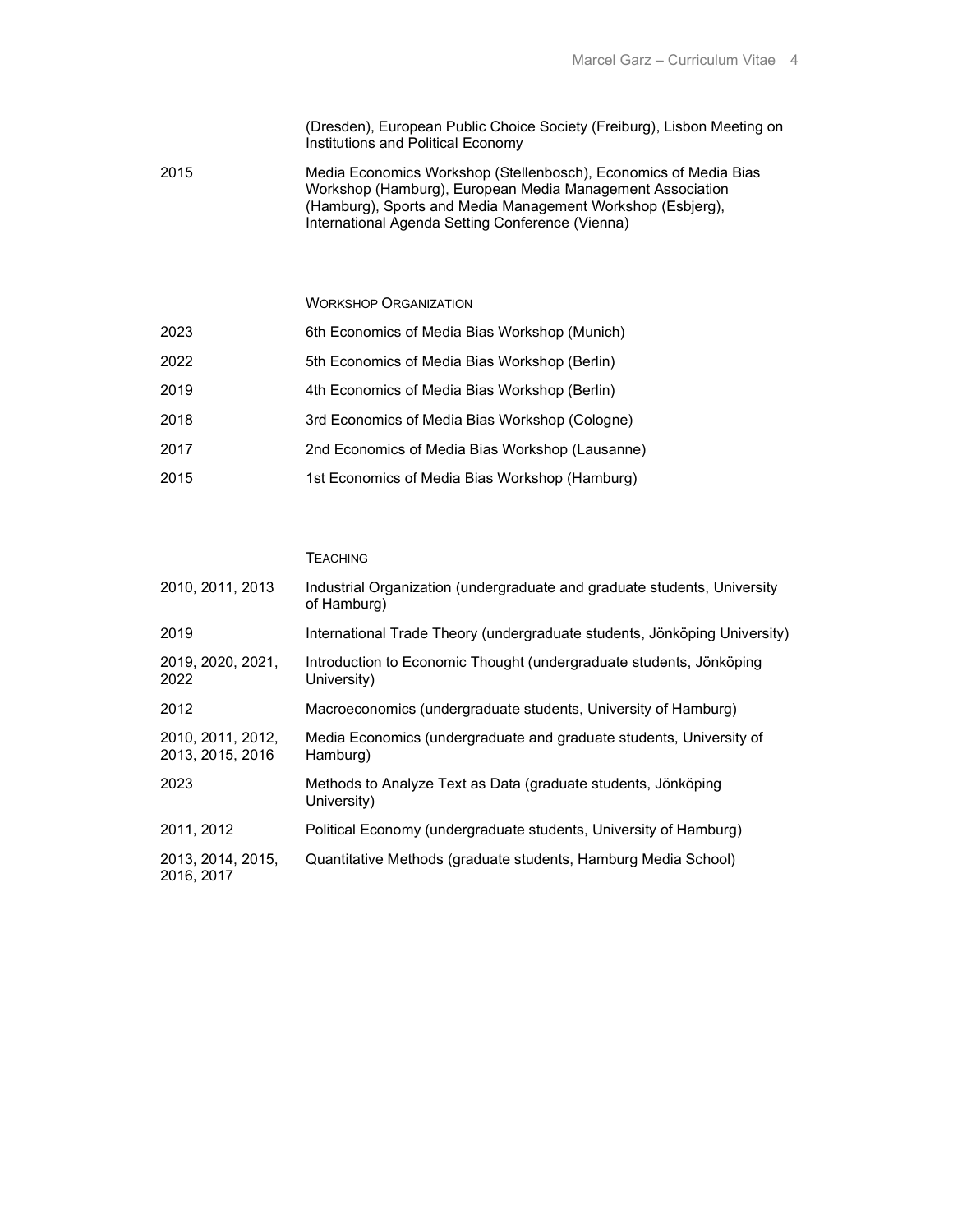| | |
|---|---|
| | (Dresden), European Public Choice Society (Freiburg), Lisbon Meeting on Institutions and Political Economy |
| 2015 | Media Economics Workshop (Stellenbosch), Economics of Media Bias Workshop (Hamburg), European Media Management Association (Hamburg), Sports and Media Management Workshop (Esbjerg), International Agenda Setting Conference (Vienna) |

## Workshop Organization

| | |
|---|---|
| 2023 | 6th Economics of Media Bias Workshop (Munich) |
| 2022 | 5th Economics of Media Bias Workshop (Berlin) |
| 2019 | 4th Economics of Media Bias Workshop (Berlin) |
| 2018 | 3rd Economics of Media Bias Workshop (Cologne) |
| 2017 | 2nd Economics of Media Bias Workshop (Lausanne) |
| 2015 | 1st Economics of Media Bias Workshop (Hamburg) |

## Teaching

| | |
|---|---|
| 2010, 2011, 2013 | Industrial Organization (undergraduate and graduate students, University of Hamburg) |
| 2019 | International Trade Theory (undergraduate students, Jönköping University) |
| 2019, 2020, 2021, 2022 | Introduction to Economic Thought (undergraduate students, Jönköping University) |
| 2012 | Macroeconomics (undergraduate students, University of Hamburg) |
| 2010, 2011, 2012, 2013, 2015, 2016 | Media Economics (undergraduate and graduate students, University of Hamburg) |
| 2023 | Methods to Analyze Text as Data (graduate students, Jönköping University) |
| 2011, 2012 | Political Economy (undergraduate students, University of Hamburg) |
| 2013, 2014, 2015, 2016, 2017 | Quantitative Methods (graduate students, Hamburg Media School) |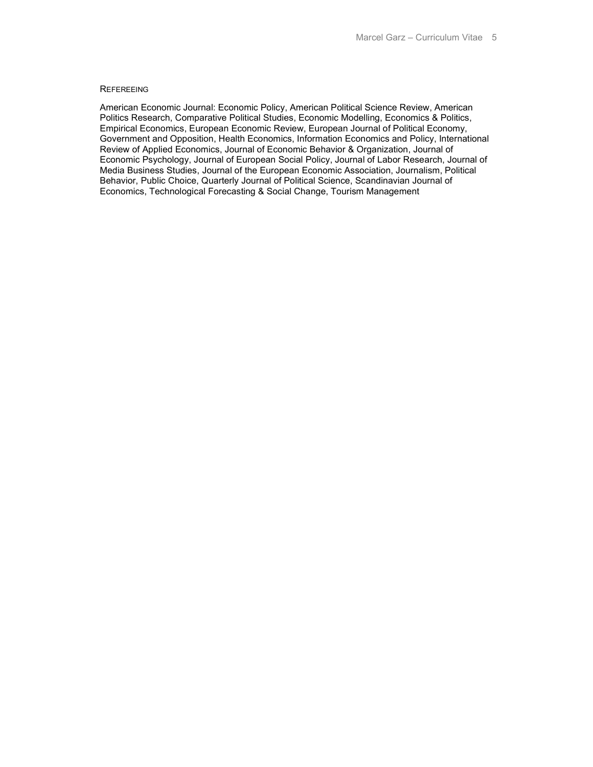### Refereeing

American Economic Journal: Economic Policy, American Political Science Review, American Politics Research, Comparative Political Studies, Economic Modelling, Economics & Politics, Empirical Economics, European Economic Review, European Journal of Political Economy, Government and Opposition, Health Economics, Information Economics and Policy, International Review of Applied Economics, Journal of Economic Behavior & Organization, Journal of Economic Psychology, Journal of European Social Policy, Journal of Labor Research, Journal of Media Business Studies, Journal of the European Economic Association, Journalism, Political Behavior, Public Choice, Quarterly Journal of Political Science, Scandinavian Journal of Economics, Technological Forecasting & Social Change, Tourism Management